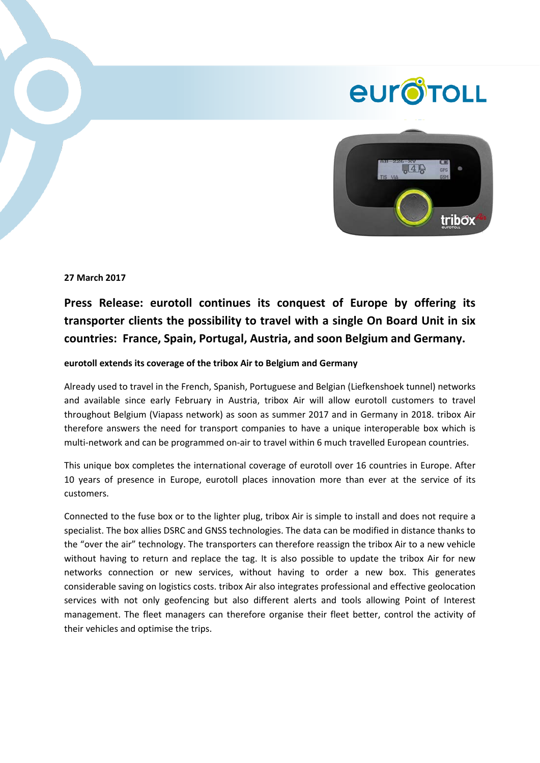**27 March 2017**

**Press Release: eurotoll continues its conquest of Europe by offering its transporter clients the possibility to travel with a single On Board Unit in six countries: France, Spain, Portugal, Austria, and soon Belgium and Germany.**

**eurotoll extends its coverage of the tribox Air to Belgium and Germany**

Already used to travel in the French, Spanish, Portuguese and Belgian (Liefkenshoek tunnel) networks and available since early February in Austria, tribox Air will allow eurotoll customers to travel throughout Belgium (Viapass network) as soon as summer 2017 and in Germany in 2018. tribox Air therefore answers the need for transport companies to have a unique interoperable box which is multi-network and can be programmed on-air to travel within 6 much travelled European countries.

This unique box completes the international coverage of eurotoll over 16 countries in Europe. After 10 years of presence in Europe, eurotoll places innovation more than ever at the service of its customers.

Connected to the fuse box or to the lighter plug, tribox Air is simple to install and does not require a specialist. The box allies DSRC and GNSS technologies. The data can be modified in distance thanks to the "over the air" technology. The transporters can therefore reassign the tribox Air to a new vehicle without having to return and replace the tag. It is also possible to update the tribox Air for new networks connection or new services, without having to order a new box. This generates considerable saving on logistics costs. tribox Air also integrates professional and effective geolocation services with not only geofencing but also different alerts and tools allowing Point of Interest management. The fleet managers can therefore organise their fleet better, control the activity of their vehicles and optimise the trips.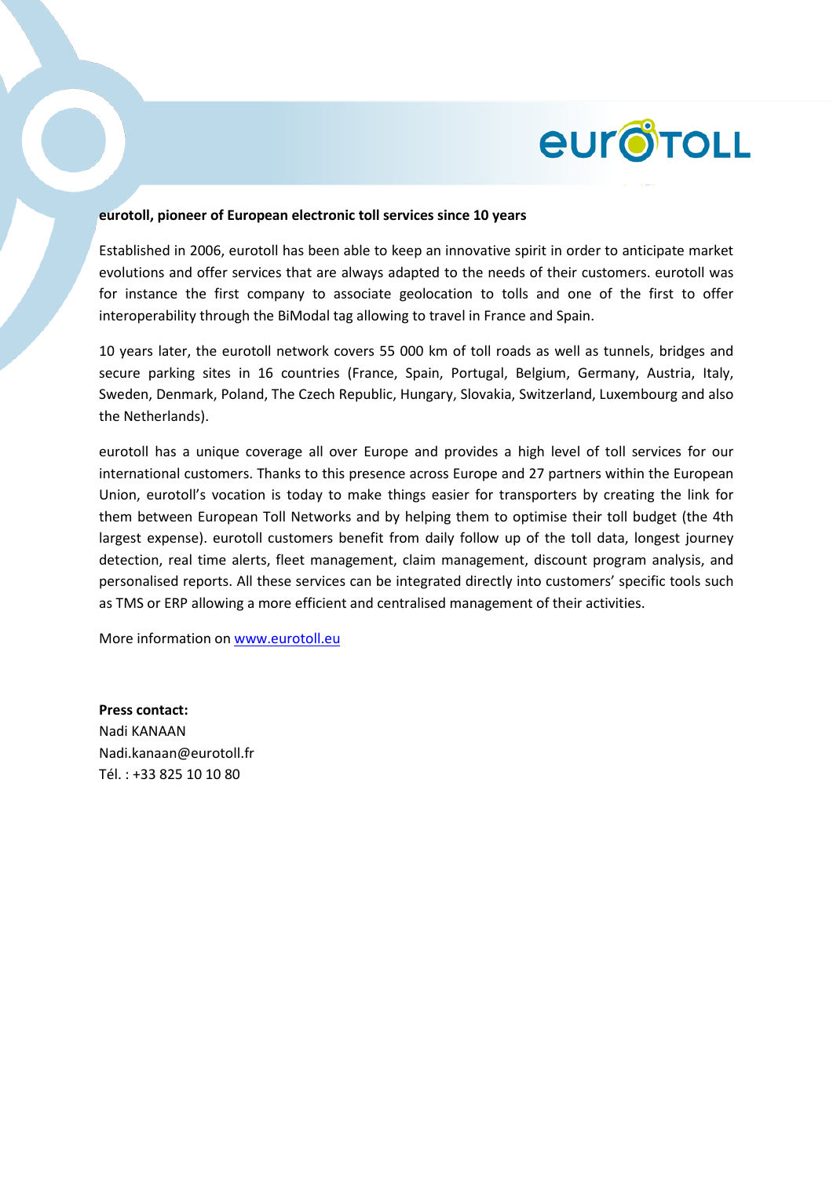**eurotoll, pioneer of European electronic toll services since 10 years**

Established in 2006, eurotoll has been able to keep an innovative spirit in order to anticipate market evolutions and offer services that are always adapted to the needs of their customers. eurotoll was for instance the first company to associate geolocation to tolls and one of the first to offer interoperability through the BiModal tag allowing to travel in France and Spain.

10 years later, the eurotoll network covers 55 000 km of toll roads as well as tunnels, bridges and secure parking sites in 16 countries (France, Spain, Portugal, Belgium, Germany, Austria, Italy, Sweden, Denmark, Poland, The Czech Republic, Hungary, Slovakia, Switzerland, Luxembourg and also the Netherlands).

eurotoll has a unique coverage all over Europe and provides a high level of toll services for our international customers. Thanks to this presence across Europe and 27 partners within the European Union, eurotoll's vocation is today to make things easier for transporters by creating the link for them between European Toll Networks and by helping them to optimise their toll budget (the 4th largest expense). eurotoll customers benefit from daily follow up of the toll data, longest journey detection, real time alerts, fleet management, claim management, discount program analysis, and personalised reports. All these services can be integrated directly into customers' specific tools such as TMS or ERP allowing a more efficient and centralised management of their activities.

More information on [www.eurotoll.eu](http://www.eurotoll.eu)

**Press contact:**
Nadi KANAAN
Nadi.kanaan@eurotoll.fr
Tél. : +33 825 10 10 80